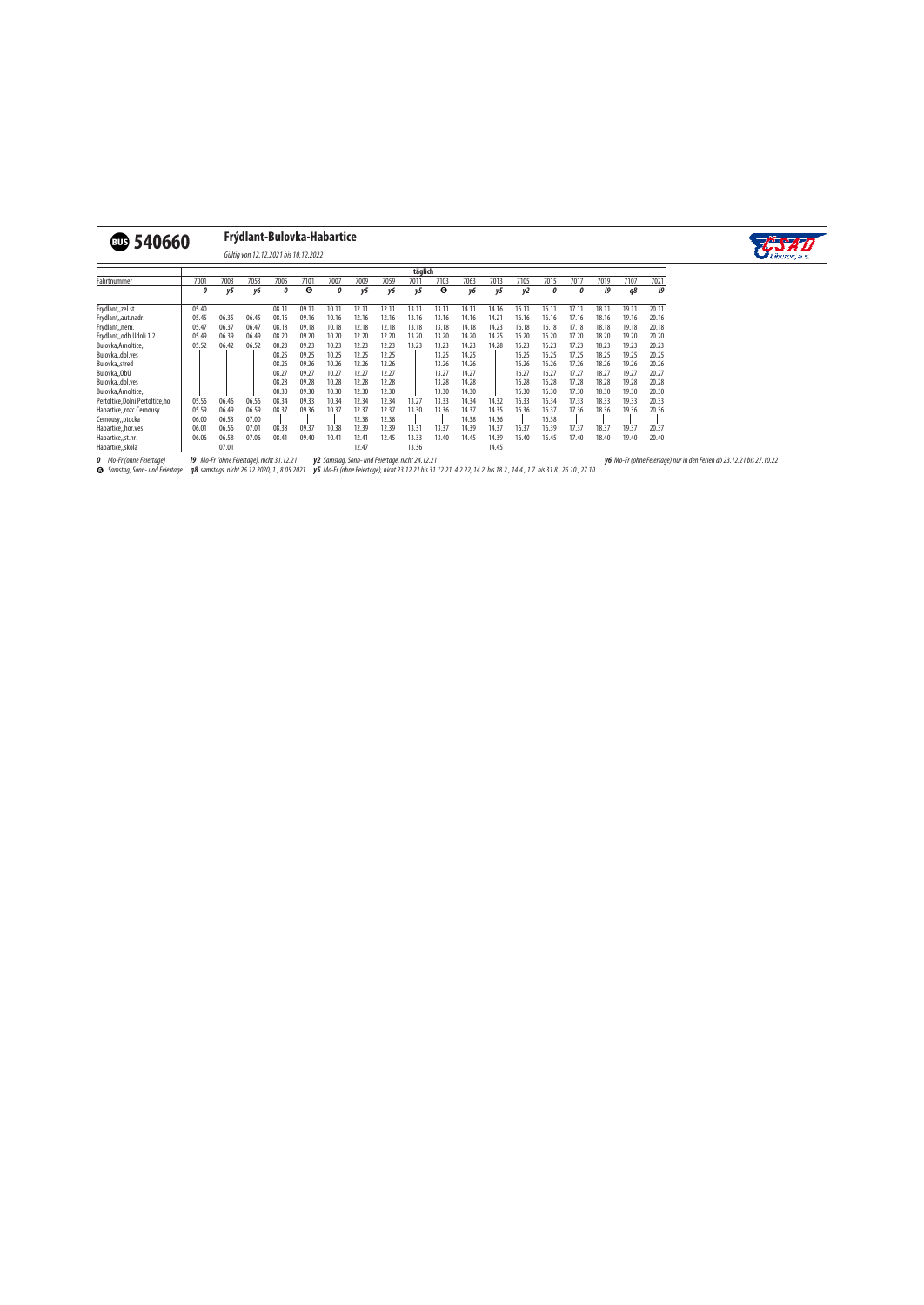# BUS 540660 Frýdlant-Bulovka-Habartice

*Gültig von 12.12.2021 bis 10.12.2022*

| | täglich | | | | | | | | | | | | | | | | | |
|---|---|---|---|---|---|---|---|---|---|---|---|---|---|---|---|---|---|---|
| Fahrtnummer | 7001 | 7003 | 7053 | 7005 | 7101 | 7007 | 7009 | 7059 | 7011 | 7103 | 7063 | 7013 | 7105 | 7015 | 7017 | 7019 | 7107 | 7021 |
| | 0 | y5 | y6 | 0 | ⑥ | 0 | y5 | y6 | y5 | ⑥ | y6 | y5 | y2 | 0 | 0 | l9 | q8 | l9 |
| Frydlant,,zel.st. | 05.40 | | | 08.11 | 09.11 | 10.11 | 12.11 | 12.11 | 13.11 | 13.11 | 14.11 | 14.16 | 16.11 | 16.11 | 17.11 | 18.11 | 19.11 | 20.11 |
| Frydlant,,aut.nadr. | 05.45 | 06.35 | 06.45 | 08.16 | 09.16 | 10.16 | 12.16 | 12.16 | 13.16 | 13.16 | 14.16 | 14.21 | 16.16 | 16.16 | 17.16 | 18.16 | 19.16 | 20.16 |
| Frydlant,,nem. | 05.47 | 06.37 | 06.47 | 08.18 | 09.18 | 10.18 | 12.18 | 12.18 | 13.18 | 13.18 | 14.18 | 14.23 | 16.18 | 16.18 | 17.18 | 18.18 | 19.18 | 20.18 |
| Frydlant,,odb.Udoli 1.2 | 05.49 | 06.39 | 06.49 | 08.20 | 09.20 | 10.20 | 12.20 | 12.20 | 13.20 | 13.20 | 14.20 | 14.25 | 16.20 | 16.20 | 17.20 | 18.20 | 19.20 | 20.20 |
| Bulovka,Arnoltice, | 05.52 | 06.42 | 06.52 | 08.23 | 09.23 | 10.23 | 12.23 | 12.23 | 13.23 | 13.23 | 14.23 | 14.28 | 16.23 | 16.23 | 17.23 | 18.23 | 19.23 | 20.23 |
| Bulovka,,dol.ves | \| | \| | \| | 08.25 | 09.25 | 10.25 | 12.25 | 12.25 | \| | 13.25 | 14.25 | \| | 16.25 | 16.25 | 17.25 | 18.25 | 19.25 | 20.25 |
| Bulovka,,stred | \| | \| | \| | 08.26 | 09.26 | 10.26 | 12.26 | 12.26 | \| | 13.26 | 14.26 | \| | 16.26 | 16.26 | 17.26 | 18.26 | 19.26 | 20.26 |
| Bulovka,,ObÚ | \| | \| | \| | 08.27 | 09.27 | 10.27 | 12.27 | 12.27 | \| | 13.27 | 14.27 | \| | 16.27 | 16.27 | 17.27 | 18.27 | 19.27 | 20.27 |
| Bulovka,,dol.ves | \| | \| | \| | 08.28 | 09.28 | 10.28 | 12.28 | 12.28 | \| | 13.28 | 14.28 | \| | 16.28 | 16.28 | 17.28 | 18.28 | 19.28 | 20.28 |
| Bulovka,Arnoltice, | \| | \| | \| | 08.30 | 09.30 | 10.30 | 12.30 | 12.30 | \| | 13.30 | 14.30 | \| | 16.30 | 16.30 | 17.30 | 18.30 | 19.30 | 20.30 |
| Pertoltice,Dolni Pertoltice,ho | 05.56 | 06.46 | 06.56 | 08.34 | 09.33 | 10.34 | 12.34 | 12.34 | 13.27 | 13.33 | 14.34 | 14.32 | 16.33 | 16.34 | 17.33 | 18.33 | 19.33 | 20.33 |
| Habartice,,rozc.Cernousy | 05.59 | 06.49 | 06.59 | 08.37 | 09.36 | 10.37 | 12.37 | 12.37 | 13.30 | 13.36 | 14.37 | 14.35 | 16.36 | 16.37 | 17.36 | 18.36 | 19.36 | 20.36 |
| Cernousy,,otocka | 06.00 | 06.53 | 07.00 | \| | \| | \| | 12.38 | 12.38 | \| | \| | 14.38 | 14.36 | \| | 16.38 | \| | \| | \| | \| |
| Habartice,,hor.ves | 06.01 | 06.56 | 07.01 | 08.38 | 09.37 | 10.38 | 12.39 | 12.39 | 13.31 | 13.37 | 14.39 | 14.37 | 16.37 | 16.39 | 17.37 | 18.37 | 19.37 | 20.37 |
| Habartice,,st.hr. | 06.06 | 06.58 | 07.06 | 08.41 | 09.40 | 10.41 | 12.41 | 12.45 | 13.33 | 13.40 | 14.45 | 14.39 | 16.40 | 16.45 | 17.40 | 18.40 | 19.40 | 20.40 |
| Habartice,,skola | | 07.01 | | | | | 12.47 | | 13.36 | | | 14.45 | | | | | | |

*0* Mo-Fr (ohne Feiertage) *l9* Mo-Fr (ohne Feiertage), nicht 31.12.21 *y2* Samstag, Sonn- und Feiertage, nicht 24.12.21 *y6* Mo-Fr (ohne Feiertage) nur in den Ferien ab 23.12.21 bis 27.10.22
⑥ Samstag, Sonn- und Feiertage *q8* samstags, nicht 26.12.2020, 1., 8.05.2021 *y5* Mo-Fr (ohne Feiertage), nicht 23.12.21 bis 31.12.21, 4.2.22, 14.2. bis 18.2., 14.4., 1.7. bis 31.8., 26.10., 27.10.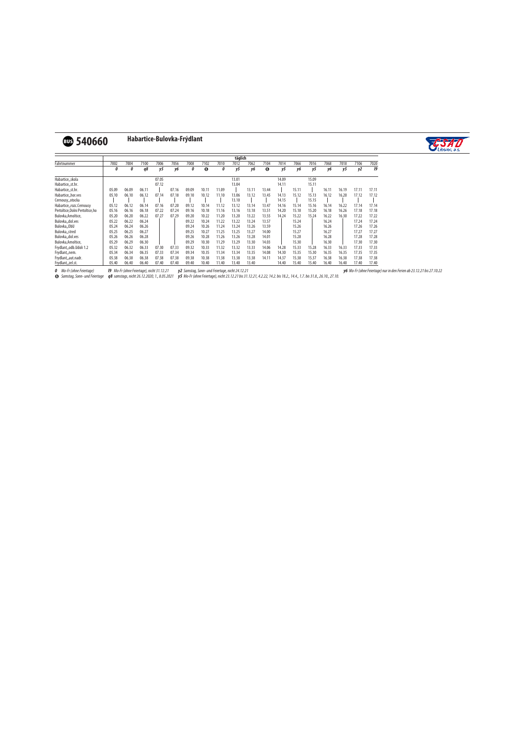# BUS 540660 Habartice-Bulovka-Frýdlant

| | täglich | | | | | | | | | | | | | | | | | |
|---|---|---|---|---|---|---|---|---|---|---|---|---|---|---|---|---|---|---|
| Fahrtnummer | 7002 | 7004 | 7100 | 7006 | 7056 | 7008 | 7102 | 7010 | 7012 | 7062 | 7104 | 7014 | 7066 | 7016 | 7068 | 7018 | 7106 | 7020 |
| | 0 | 0 | q8 | y5 | y6 | 0 | ⑥ | 0 | y5 | y6 | ⑥ | y5 | y6 | y5 | y6 | y5 | y2 | l9 |
| Habartice,,škola | | | | 07.05 | | | | | 13.01 | | | 14.09 | | 15.09 | | | | |
| Habartice,,st.hr. | | | | 07.12 | | | | | 13.04 | | | 14.11 | | 15.11 | | | | |
| Habartice,,st.hr. | 05.09 | 06.09 | 06.11 | \| | 07.16 | 09.09 | 10.11 | 11.09 | \| | 13.11 | 13.44 | \| | 15.11 | \| | 16.11 | 16.19 | 17.11 | 17.11 |
| Habartice,,hor.ves | 05.10 | 06.10 | 06.12 | 07.14 | 07.18 | 09.10 | 10.12 | 11.10 | 13.06 | 13.12 | 13.45 | 14.13 | 15.12 | 15.13 | 16.12 | 16.20 | 17.12 | 17.12 |
| Černousy,,otočka | \| | \| | \| | \| | \| | \| | \| | \| | 13.10 | \| | \| | 14.15 | \| | 15.15 | \| | \| | \| | \| |
| Habartice,,rozc.Černousy | 05.12 | 06.12 | 06.14 | 07.16 | 07.20 | 09.12 | 10.14 | 11.12 | 13.12 | 13.14 | 13.47 | 14.16 | 15.14 | 15.16 | 16.14 | 16.22 | 17.14 | 17.14 |
| Pertoltice,Dolní Pertoltice,ho | 05.16 | 06.16 | 06.18 | 07.22 | 07.24 | 09.16 | 10.18 | 11.16 | 13.16 | 13.18 | 13.51 | 14.20 | 15.18 | 15.20 | 16.18 | 16.26 | 17.18 | 17.18 |
| Bulovka,Arnoltice, | 05.20 | 06.20 | 06.22 | 07.27 | 07.29 | 09.20 | 10.22 | 11.20 | 13.20 | 13.22 | 13.55 | 14.24 | 15.22 | 15.24 | 16.22 | 16.30 | 17.22 | 17.22 |
| Bulovka,,dol.ves | 05.22 | 06.22 | 06.24 | | | 09.22 | 10.24 | 11.22 | 13.22 | 13.24 | 13.57 | | 15.24 | | 16.24 | \| | 17.24 | 17.24 |
| Bulovka,,ObÚ | 05.24 | 06.24 | 06.26 | | | 09.24 | 10.26 | 11.24 | 13.24 | 13.26 | 13.59 | | 15.26 | | 16.26 | \| | 17.26 | 17.26 |
| Bulovka,,střed | 05.25 | 06.25 | 06.27 | | | 09.25 | 10.27 | 11.25 | 13.25 | 13.27 | 14.00 | | 15.27 | | 16.27 | \| | 17.27 | 17.27 |
| Bulovka,,dol.ves | 05.26 | 06.26 | 06.28 | | | 09.26 | 10.28 | 11.26 | 13.26 | 13.28 | 14.01 | | 15.28 | | 16.28 | \| | 17.28 | 17.28 |
| Bulovka,Arnoltice, | 05.29 | 06.29 | 06.30 | \| | \| | 09.29 | 10.30 | 11.29 | 13.29 | 13.30 | 14.03 | \| | 15.30 | \| | 16.30 | \| | 17.30 | 17.30 |
| Frýdlant,,odb.Údolí 1.2 | 05.32 | 06.32 | 06.33 | 07.30 | 07.33 | 09.32 | 10.33 | 11.32 | 13.32 | 13.33 | 14.06 | 14.28 | 15.33 | 15.28 | 16.33 | 16.33 | 17.33 | 17.33 |
| Frýdlant,,nem. | 05.34 | 06.34 | 06.35 | 07.33 | 07.34 | 09.34 | 10.35 | 11.34 | 13.34 | 13.35 | 14.08 | 14.30 | 15.35 | 15.30 | 16.35 | 16.35 | 17.35 | 17.35 |
| Frýdlant,,aut.nádr. | 05.38 | 06.38 | 06.38 | 07.38 | 07.38 | 09.38 | 10.38 | 11.38 | 13.38 | 13.38 | 14.11 | 14.37 | 15.38 | 15.37 | 16.38 | 16.38 | 17.38 | 17.38 |
| Frýdlant,,žel.st. | 05.40 | 06.40 | 06.40 | 07.40 | 07.40 | 09.40 | 10.40 | 11.40 | 13.40 | 13.40 | | 14.40 | 15.40 | 15.40 | 16.40 | 16.40 | 17.40 | 17.40 |

*0 Mo-Fr (ohne Feiertage)* *l9 Mo-Fr (ohne Feiertage), nicht 31.12.21* *y2 Samstag, Sonn- und Feiertage, nicht 24.12.21* *y6 Mo-Fr (ohne Feiertage) nur in den Ferien ab 23.12.21 bis 27.10.22*

*⑥ Samstag, Sonn- und Feiertage* *q8 samstags, nicht 26.12.2020, 1., 8.05.2021* *y5 Mo-Fr (ohne Feiertage), nicht 23.12.21 bis 31.12.21, 4.2.22, 14.2. bis 18.2., 14.4., 1.7. bis 31.8., 26.10., 27.10.*